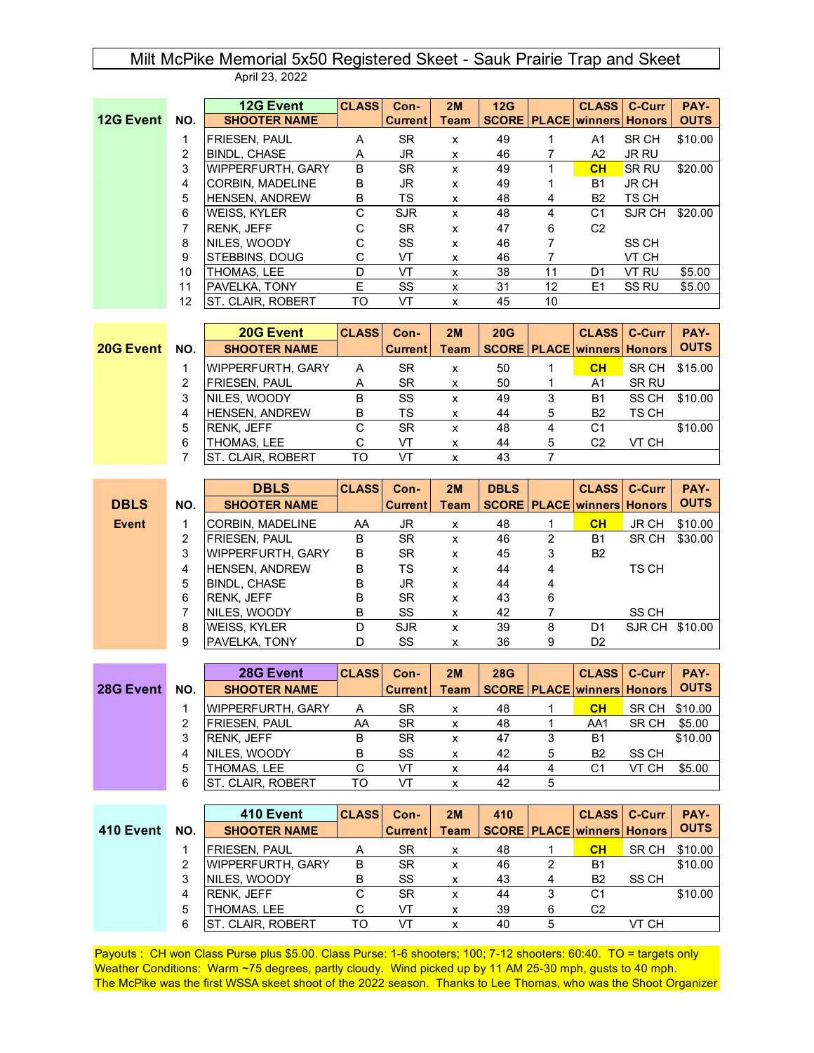# Milt McPike Memorial 5x50 Registered Skeet - Sauk Prairie Trap and Skeet

April 23, 2022

## 12G Event

| NO. | SHOOTER NAME | CLASS | Con-Current | 2M Team | 12G SCORE | PLACE | CLASS winners | C-Curr Honors | PAY-OUTS |
|---|---|---|---|---|---|---|---|---|---|
| 1 | FRIESEN, PAUL | A | SR | x | 49 | 1 | A1 | SR CH | $10.00 |
| 2 | BINDL, CHASE | A | JR | x | 46 | 7 | A2 | JR RU | |
| 3 | WIPPERFURTH, GARY | B | SR | x | 49 | 1 | CH | SR RU | $20.00 |
| 4 | CORBIN, MADELINE | B | JR | x | 49 | 1 | B1 | JR CH | |
| 5 | HENSEN, ANDREW | B | TS | x | 48 | 4 | B2 | TS CH | |
| 6 | WEISS, KYLER | C | SJR | x | 48 | 4 | C1 | SJR CH | $20.00 |
| 7 | RENK, JEFF | C | SR | x | 47 | 6 | C2 | | |
| 8 | NILES, WOODY | C | SS | x | 46 | 7 | | SS CH | |
| 9 | STEBBINS, DOUG | C | VT | x | 46 | 7 | | VT CH | |
| 10 | THOMAS, LEE | D | VT | x | 38 | 11 | D1 | VT RU | $5.00 |
| 11 | PAVELKA, TONY | E | SS | x | 31 | 12 | E1 | SS RU | $5.00 |
| 12 | ST. CLAIR, ROBERT | TO | VT | x | 45 | 10 | | | |

## 20G Event

| NO. | SHOOTER NAME | CLASS | Con-Current | 2M Team | 20G SCORE | PLACE | CLASS winners | C-Curr Honors | PAY-OUTS |
|---|---|---|---|---|---|---|---|---|---|
| 1 | WIPPERFURTH, GARY | A | SR | x | 50 | 1 | CH | SR CH | $15.00 |
| 2 | FRIESEN, PAUL | A | SR | x | 50 | 1 | A1 | SR RU | |
| 3 | NILES, WOODY | B | SS | x | 49 | 3 | B1 | SS CH | $10.00 |
| 4 | HENSEN, ANDREW | B | TS | x | 44 | 5 | B2 | TS CH | |
| 5 | RENK, JEFF | C | SR | x | 48 | 4 | C1 | | $10.00 |
| 6 | THOMAS, LEE | C | VT | x | 44 | 5 | C2 | VT CH | |
| 7 | ST. CLAIR, ROBERT | TO | VT | x | 43 | 7 | | | |

## DBLS Event

| NO. | SHOOTER NAME | CLASS | Con-Current | 2M Team | DBLS SCORE | PLACE | CLASS winners | C-Curr Honors | PAY-OUTS |
|---|---|---|---|---|---|---|---|---|---|
| 1 | CORBIN, MADELINE | AA | JR | x | 48 | 1 | CH | JR CH | $10.00 |
| 2 | FRIESEN, PAUL | B | SR | x | 46 | 2 | B1 | SR CH | $30.00 |
| 3 | WIPPERFURTH, GARY | B | SR | x | 45 | 3 | B2 | | |
| 4 | HENSEN, ANDREW | B | TS | x | 44 | 4 | | TS CH | |
| 5 | BINDL, CHASE | B | JR | x | 44 | 4 | | | |
| 6 | RENK, JEFF | B | SR | x | 43 | 6 | | | |
| 7 | NILES, WOODY | B | SS | x | 42 | 7 | | SS CH | |
| 8 | WEISS, KYLER | D | SJR | x | 39 | 8 | D1 | SJR CH | $10.00 |
| 9 | PAVELKA, TONY | D | SS | x | 36 | 9 | D2 | | |

## 28G Event

| NO. | SHOOTER NAME | CLASS | Con-Current | 2M Team | 28G SCORE | PLACE | CLASS winners | C-Curr Honors | PAY-OUTS |
|---|---|---|---|---|---|---|---|---|---|
| 1 | WIPPERFURTH, GARY | A | SR | x | 48 | 1 | CH | SR CH | $10.00 |
| 2 | FRIESEN, PAUL | AA | SR | x | 48 | 1 | AA1 | SR CH | $5.00 |
| 3 | RENK, JEFF | B | SR | x | 47 | 3 | B1 | | $10.00 |
| 4 | NILES, WOODY | B | SS | x | 42 | 5 | B2 | SS CH | |
| 5 | THOMAS, LEE | C | VT | x | 44 | 4 | C1 | VT CH | $5.00 |
| 6 | ST. CLAIR, ROBERT | TO | VT | x | 42 | 5 | | | |

## 410 Event

| NO. | SHOOTER NAME | CLASS | Con-Current | 2M Team | 410 SCORE | PLACE | CLASS winners | C-Curr Honors | PAY-OUTS |
|---|---|---|---|---|---|---|---|---|---|
| 1 | FRIESEN, PAUL | A | SR | x | 48 | 1 | CH | SR CH | $10.00 |
| 2 | WIPPERFURTH, GARY | B | SR | x | 46 | 2 | B1 | | $10.00 |
| 3 | NILES, WOODY | B | SS | x | 43 | 4 | B2 | SS CH | |
| 4 | RENK, JEFF | C | SR | x | 44 | 3 | C1 | | $10.00 |
| 5 | THOMAS, LEE | C | VT | x | 39 | 6 | C2 | | |
| 6 | ST. CLAIR, ROBERT | TO | VT | x | 40 | 5 | | VT CH | |

Payouts : CH won Class Purse plus $5.00. Class Purse: 1-6 shooters; 100; 7-12 shooters: 60:40. TO = targets only

Weather Conditions: Warm ~75 degrees, partly cloudy. Wind picked up by 11 AM 25-30 mph, gusts to 40 mph.

The McPike was the first WSSA skeet shoot of the 2022 season. Thanks to Lee Thomas, who was the Shoot Organizer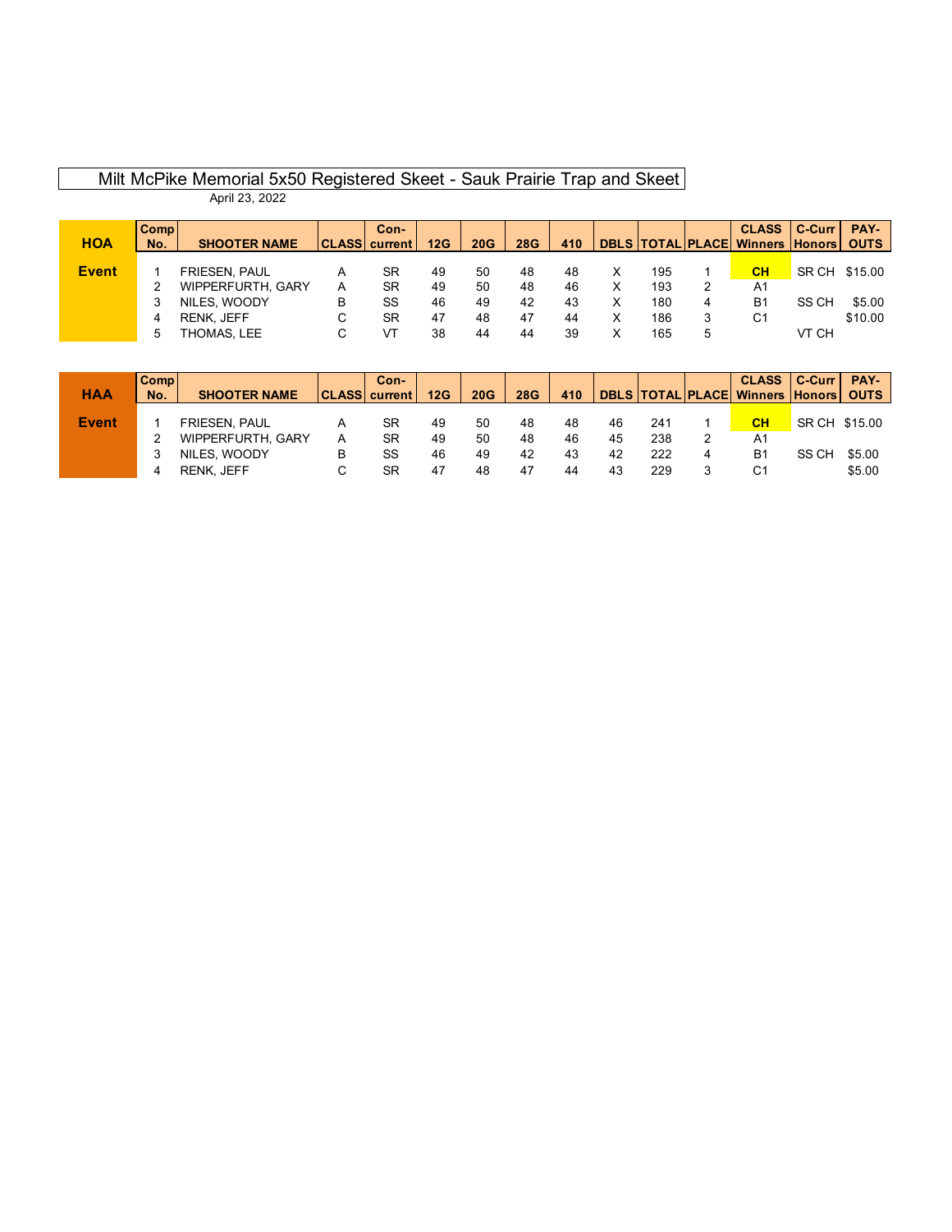# Milt McPike Memorial 5x50 Registered Skeet - Sauk Prairie Trap and Skeet

April 23, 2022

| HOA Event | Comp No. | SHOOTER NAME | CLASS | Con-current | 12G | 20G | 28G | 410 | DBLS | TOTAL | PLACE | CLASS Winners | C-Curr Honors | PAY-OUTS |
|---|---|---|---|---|---|---|---|---|---|---|---|---|---|---|
| | 1 | FRIESEN, PAUL | A | SR | 49 | 50 | 48 | 48 | X | 195 | 1 | CH | SR CH | $15.00 |
| | 2 | WIPPERFURTH, GARY | A | SR | 49 | 50 | 48 | 46 | X | 193 | 2 | A1 | | |
| | 3 | NILES, WOODY | B | SS | 46 | 49 | 42 | 43 | X | 180 | 4 | B1 | SS CH | $5.00 |
| | 4 | RENK, JEFF | C | SR | 47 | 48 | 47 | 44 | X | 186 | 3 | C1 | | $10.00 |
| | 5 | THOMAS, LEE | C | VT | 38 | 44 | 44 | 39 | X | 165 | 5 | | VT CH | |

| HAA Event | Comp No. | SHOOTER NAME | CLASS | Con-current | 12G | 20G | 28G | 410 | DBLS | TOTAL | PLACE | CLASS Winners | C-Curr Honors | PAY-OUTS |
|---|---|---|---|---|---|---|---|---|---|---|---|---|---|---|
| | 1 | FRIESEN, PAUL | A | SR | 49 | 50 | 48 | 48 | 46 | 241 | 1 | CH | SR CH | $15.00 |
| | 2 | WIPPERFURTH, GARY | A | SR | 49 | 50 | 48 | 46 | 45 | 238 | 2 | A1 | | |
| | 3 | NILES, WOODY | B | SS | 46 | 49 | 42 | 43 | 42 | 222 | 4 | B1 | SS CH | $5.00 |
| | 4 | RENK, JEFF | C | SR | 47 | 48 | 47 | 44 | 43 | 229 | 3 | C1 | | $5.00 |